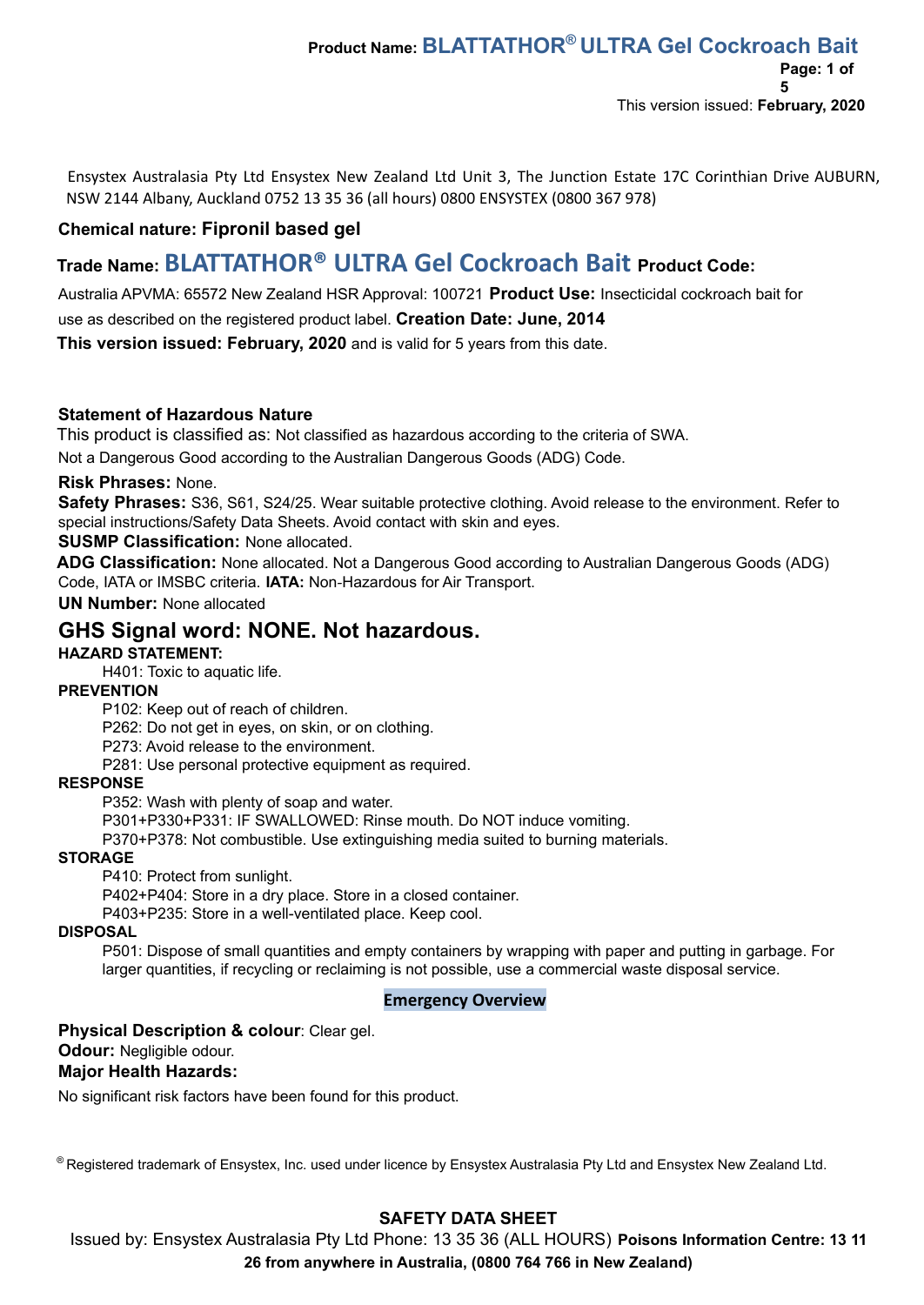Ensystex Australasia Pty Ltd Ensystex New Zealand Ltd Unit 3, The Junction Estate 17C Corinthian Drive AUBURN, NSW 2144 Albany, Auckland 0752 13 35 36 (all hours) 0800 ENSYSTEX (0800 367 978)

**Chemical nature: Fipronil based gel**

**Trade Name: BLATTATHOR® ULTRA Gel Cockroach Bait Product Code:**

Australia APVMA: 65572 New Zealand HSR Approval: 100721 **Product Use:** Insecticidal cockroach bait for use as described on the registered product label. **Creation Date: June, 2014**

**This version issued: February, 2020** and is valid for 5 years from this date.

**Statement of Hazardous Nature**

This product is classified as: Not classified as hazardous according to the criteria of SWA.

Not a Dangerous Good according to the Australian Dangerous Goods (ADG) Code.

**Risk Phrases:** None.

**Safety Phrases:** S36, S61, S24/25. Wear suitable protective clothing. Avoid release to the environment. Refer to special instructions/Safety Data Sheets. Avoid contact with skin and eyes.

**SUSMP Classification:** None allocated.

**ADG Classification:** None allocated. Not a Dangerous Good according to Australian Dangerous Goods (ADG) Code, IATA or IMSBC criteria. **IATA:** Non-Hazardous for Air Transport.

**UN Number:** None allocated

## GHS Signal word: NONE. Not hazardous.

**HAZARD STATEMENT:**

H401: Toxic to aquatic life.

**PREVENTION**

P102: Keep out of reach of children.
P262: Do not get in eyes, on skin, or on clothing.
P273: Avoid release to the environment.
P281: Use personal protective equipment as required.

**RESPONSE**

P352: Wash with plenty of soap and water.
P301+P330+P331: IF SWALLOWED: Rinse mouth. Do NOT induce vomiting.
P370+P378: Not combustible. Use extinguishing media suited to burning materials.

**STORAGE**

P410: Protect from sunlight.
P402+P404: Store in a dry place. Store in a closed container.
P403+P235: Store in a well-ventilated place. Keep cool.

**DISPOSAL**

P501: Dispose of small quantities and empty containers by wrapping with paper and putting in garbage. For larger quantities, if recycling or reclaiming is not possible, use a commercial waste disposal service.

**Emergency Overview**

**Physical Description & colour**: Clear gel.

**Odour:** Negligible odour.

**Major Health Hazards:**

No significant risk factors have been found for this product.

® Registered trademark of Ensystex, Inc. used under licence by Ensystex Australasia Pty Ltd and Ensystex New Zealand Ltd.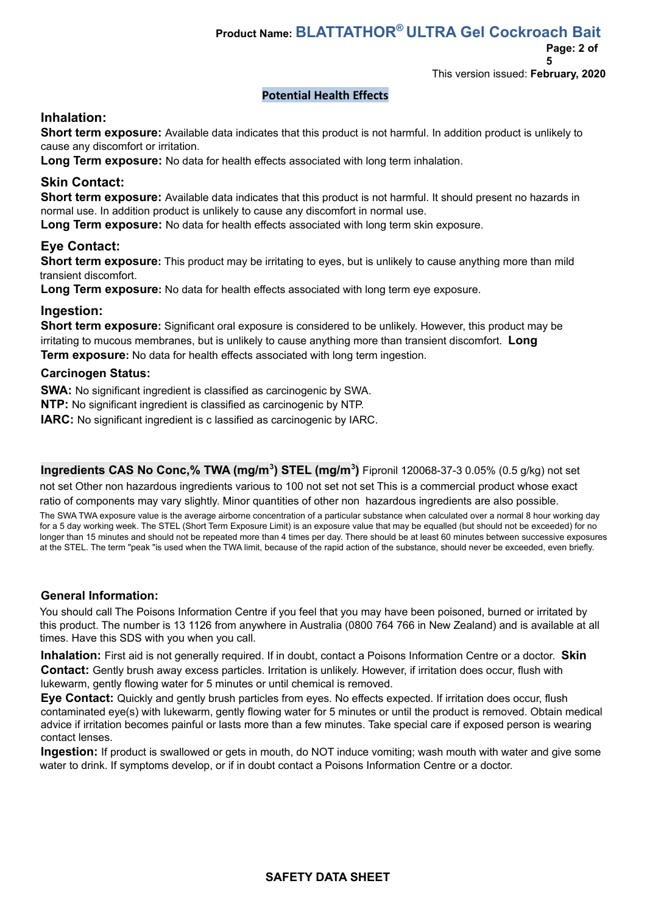## Potential Health Effects

### Inhalation:

**Short term exposure:** Available data indicates that this product is not harmful. In addition product is unlikely to cause any discomfort or irritation.

**Long Term exposure:** No data for health effects associated with long term inhalation.

### Skin Contact:

**Short term exposure:** Available data indicates that this product is not harmful. It should present no hazards in normal use. In addition product is unlikely to cause any discomfort in normal use.

**Long Term exposure:** No data for health effects associated with long term skin exposure.

### Eye Contact:

**Short term exposure:** This product may be irritating to eyes, but is unlikely to cause anything more than mild transient discomfort.

**Long Term exposure:** No data for health effects associated with long term eye exposure.

### Ingestion:

**Short term exposure:** Significant oral exposure is considered to be unlikely. However, this product may be irritating to mucous membranes, but is unlikely to cause anything more than transient discomfort. **Long Term exposure:** No data for health effects associated with long term ingestion.

#### Carcinogen Status:

**SWA:** No significant ingredient is classified as carcinogenic by SWA.

**NTP:** No significant ingredient is classified as carcinogenic by NTP.

**IARC:** No significant ingredient is c lassified as carcinogenic by IARC.

| Ingredients | CAS No | Conc,% | TWA (mg/m$^3$) | STEL (mg/m$^3$) |
|---|---|---|---|---|
| Fipronil | 120068-37-3 | 0.05% (0.5 g/kg) | not set | not set |
| Other non hazardous ingredients | various | to 100 | not set | not set |

This is a commercial product whose exact ratio of components may vary slightly. Minor quantities of other non hazardous ingredients are also possible.

The SWA TWA exposure value is the average airborne concentration of a particular substance when calculated over a normal 8 hour working day for a 5 day working week. The STEL (Short Term Exposure Limit) is an exposure value that may be equalled (but should not be exceeded) for no longer than 15 minutes and should not be repeated more than 4 times per day. There should be at least 60 minutes between successive exposures at the STEL. The term "peak "is used when the TWA limit, because of the rapid action of the substance, should never be exceeded, even briefly.

#### General Information:

You should call The Poisons Information Centre if you feel that you may have been poisoned, burned or irritated by this product. The number is 13 1126 from anywhere in Australia (0800 764 766 in New Zealand) and is available at all times. Have this SDS with you when you call.

**Inhalation:** First aid is not generally required. If in doubt, contact a Poisons Information Centre or a doctor.

**Skin Contact:** Gently brush away excess particles. Irritation is unlikely. However, if irritation does occur, flush with lukewarm, gently flowing water for 5 minutes or until chemical is removed.

**Eye Contact:** Quickly and gently brush particles from eyes. No effects expected. If irritation does occur, flush contaminated eye(s) with lukewarm, gently flowing water for 5 minutes or until the product is removed. Obtain medical advice if irritation becomes painful or lasts more than a few minutes. Take special care if exposed person is wearing contact lenses.

**Ingestion:** If product is swallowed or gets in mouth, do NOT induce vomiting; wash mouth with water and give some water to drink. If symptoms develop, or if in doubt contact a Poisons Information Centre or a doctor.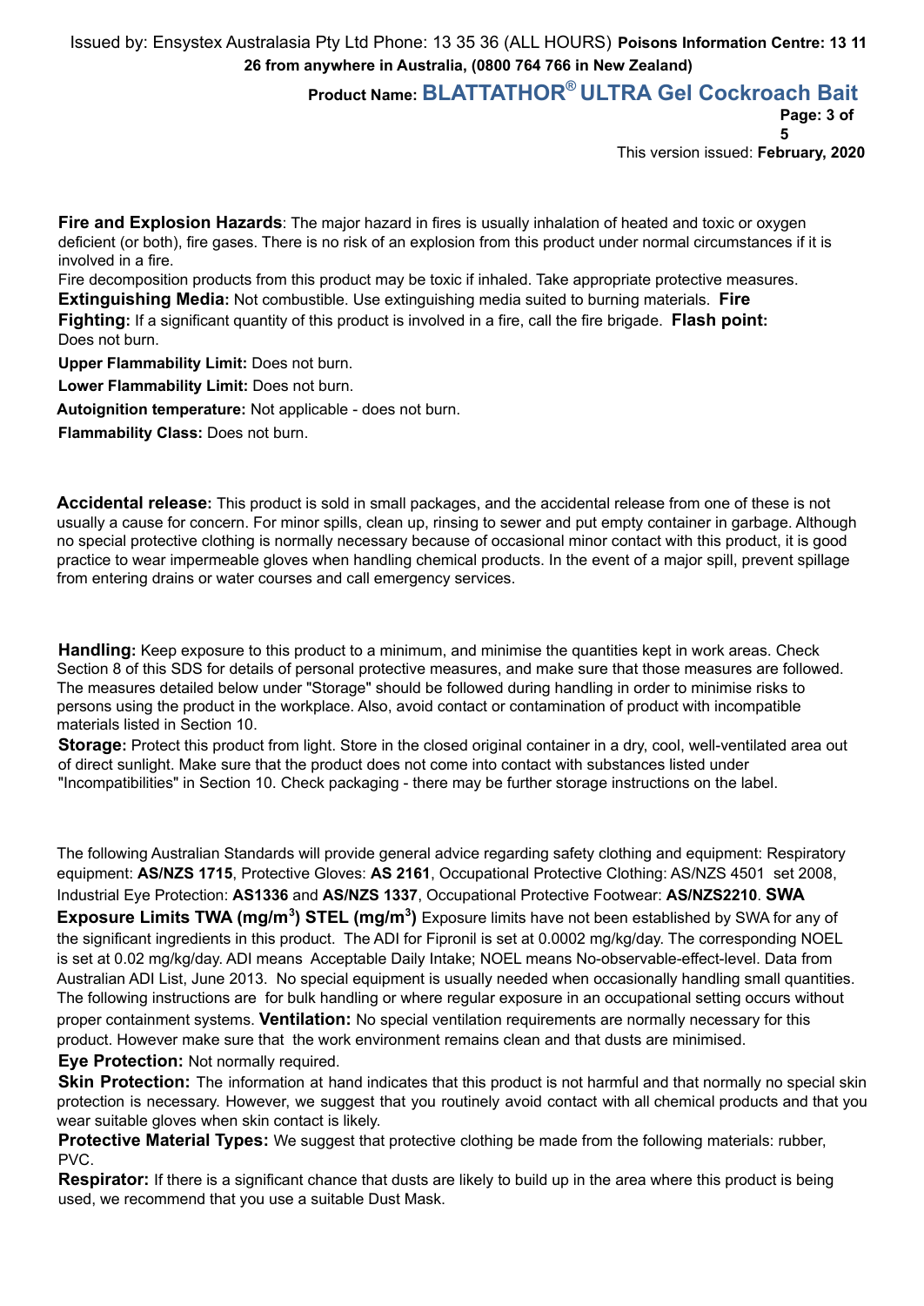**Fire and Explosion Hazards**: The major hazard in fires is usually inhalation of heated and toxic or oxygen deficient (or both), fire gases. There is no risk of an explosion from this product under normal circumstances if it is involved in a fire.

Fire decomposition products from this product may be toxic if inhaled. Take appropriate protective measures.

**Extinguishing Media:** Not combustible. Use extinguishing media suited to burning materials. **Fire Fighting:** If a significant quantity of this product is involved in a fire, call the fire brigade. **Flash point:** Does not burn.

**Upper Flammability Limit:** Does not burn.

**Lower Flammability Limit:** Does not burn.

**Autoignition temperature:** Not applicable - does not burn.

**Flammability Class:** Does not burn.

**Accidental release:** This product is sold in small packages, and the accidental release from one of these is not usually a cause for concern. For minor spills, clean up, rinsing to sewer and put empty container in garbage. Although no special protective clothing is normally necessary because of occasional minor contact with this product, it is good practice to wear impermeable gloves when handling chemical products. In the event of a major spill, prevent spillage from entering drains or water courses and call emergency services.

**Handling:** Keep exposure to this product to a minimum, and minimise the quantities kept in work areas. Check Section 8 of this SDS for details of personal protective measures, and make sure that those measures are followed. The measures detailed below under "Storage" should be followed during handling in order to minimise risks to persons using the product in the workplace. Also, avoid contact or contamination of product with incompatible materials listed in Section 10.

**Storage:** Protect this product from light. Store in the closed original container in a dry, cool, well-ventilated area out of direct sunlight. Make sure that the product does not come into contact with substances listed under "Incompatibilities" in Section 10. Check packaging - there may be further storage instructions on the label.

The following Australian Standards will provide general advice regarding safety clothing and equipment: Respiratory equipment: **AS/NZS 1715**, Protective Gloves: **AS 2161**, Occupational Protective Clothing: AS/NZS 4501 set 2008, Industrial Eye Protection: **AS1336** and **AS/NZS 1337**, Occupational Protective Footwear: **AS/NZS2210**. **SWA Exposure Limits TWA (mg/m$^3$) STEL (mg/m$^3$)** Exposure limits have not been established by SWA for any of the significant ingredients in this product. The ADI for Fipronil is set at 0.0002 mg/kg/day. The corresponding NOEL is set at 0.02 mg/kg/day. ADI means Acceptable Daily Intake; NOEL means No-observable-effect-level. Data from Australian ADI List, June 2013. No special equipment is usually needed when occasionally handling small quantities. The following instructions are for bulk handling or where regular exposure in an occupational setting occurs without proper containment systems. **Ventilation:** No special ventilation requirements are normally necessary for this product. However make sure that the work environment remains clean and that dusts are minimised.

**Eye Protection:** Not normally required.

**Skin Protection:** The information at hand indicates that this product is not harmful and that normally no special skin protection is necessary. However, we suggest that you routinely avoid contact with all chemical products and that you wear suitable gloves when skin contact is likely.

**Protective Material Types:** We suggest that protective clothing be made from the following materials: rubber, PVC.

**Respirator:** If there is a significant chance that dusts are likely to build up in the area where this product is being used, we recommend that you use a suitable Dust Mask.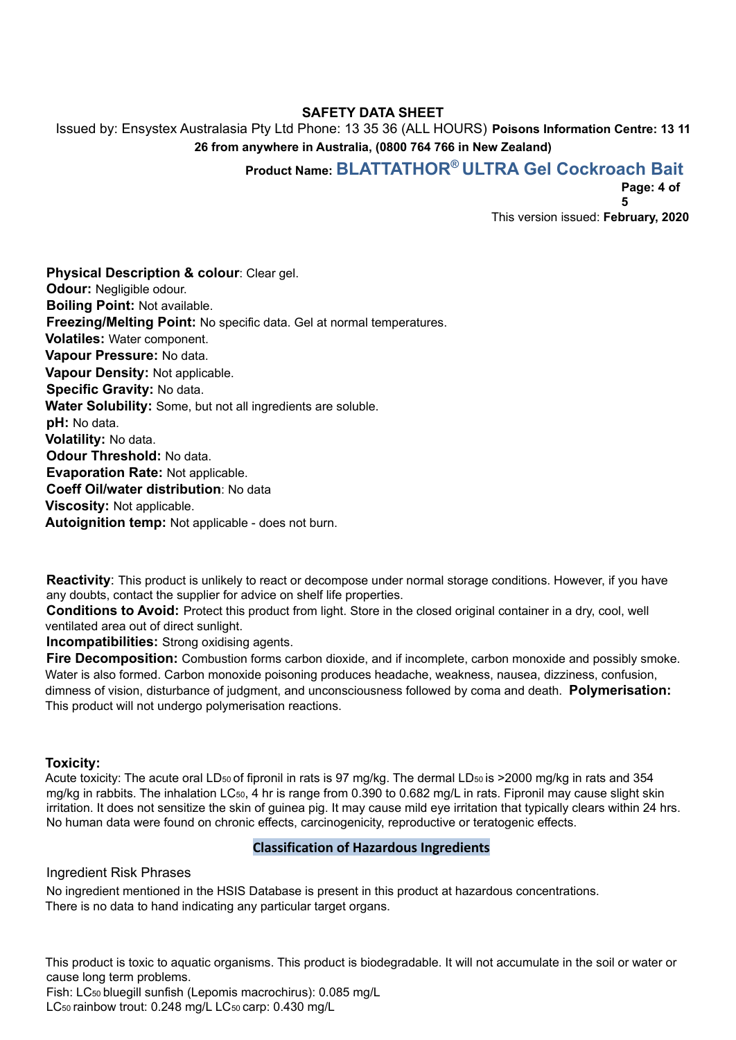**Physical Description & colour**: Clear gel.
**Odour:** Negligible odour.
**Boiling Point:** Not available.
**Freezing/Melting Point:** No specific data. Gel at normal temperatures.
**Volatiles:** Water component.
**Vapour Pressure:** No data.
**Vapour Density:** Not applicable.
**Specific Gravity:** No data.
**Water Solubility:** Some, but not all ingredients are soluble.
**pH:** No data.
**Volatility:** No data.
**Odour Threshold:** No data.
**Evaporation Rate:** Not applicable.
**Coeff Oil/water distribution**: No data
**Viscosity:** Not applicable.
**Autoignition temp:** Not applicable - does not burn.

**Reactivity**: This product is unlikely to react or decompose under normal storage conditions. However, if you have any doubts, contact the supplier for advice on shelf life properties.
**Conditions to Avoid:** Protect this product from light. Store in the closed original container in a dry, cool, well ventilated area out of direct sunlight.
**Incompatibilities:** Strong oxidising agents.
**Fire Decomposition:** Combustion forms carbon dioxide, and if incomplete, carbon monoxide and possibly smoke. Water is also formed. Carbon monoxide poisoning produces headache, weakness, nausea, dizziness, confusion, dimness of vision, disturbance of judgment, and unconsciousness followed by coma and death. **Polymerisation:** This product will not undergo polymerisation reactions.

**Toxicity:**
Acute toxicity: The acute oral $LD_{50}$ of fipronil in rats is 97 mg/kg. The dermal $LD_{50}$ is >2000 mg/kg in rats and 354 mg/kg in rabbits. The inhalation $LC_{50}$, 4 hr is range from 0.390 to 0.682 mg/L in rats. Fipronil may cause slight skin irritation. It does not sensitize the skin of guinea pig. It may cause mild eye irritation that typically clears within 24 hrs. No human data were found on chronic effects, carcinogenicity, reproductive or teratogenic effects.

**Classification of Hazardous Ingredients**

Ingredient Risk Phrases

No ingredient mentioned in the HSIS Database is present in this product at hazardous concentrations.
There is no data to hand indicating any particular target organs.

This product is toxic to aquatic organisms. This product is biodegradable. It will not accumulate in the soil or water or cause long term problems.
Fish: $LC_{50}$ bluegill sunfish (Lepomis macrochirus): 0.085 mg/L
$LC_{50}$ rainbow trout: 0.248 mg/L $LC_{50}$ carp: 0.430 mg/L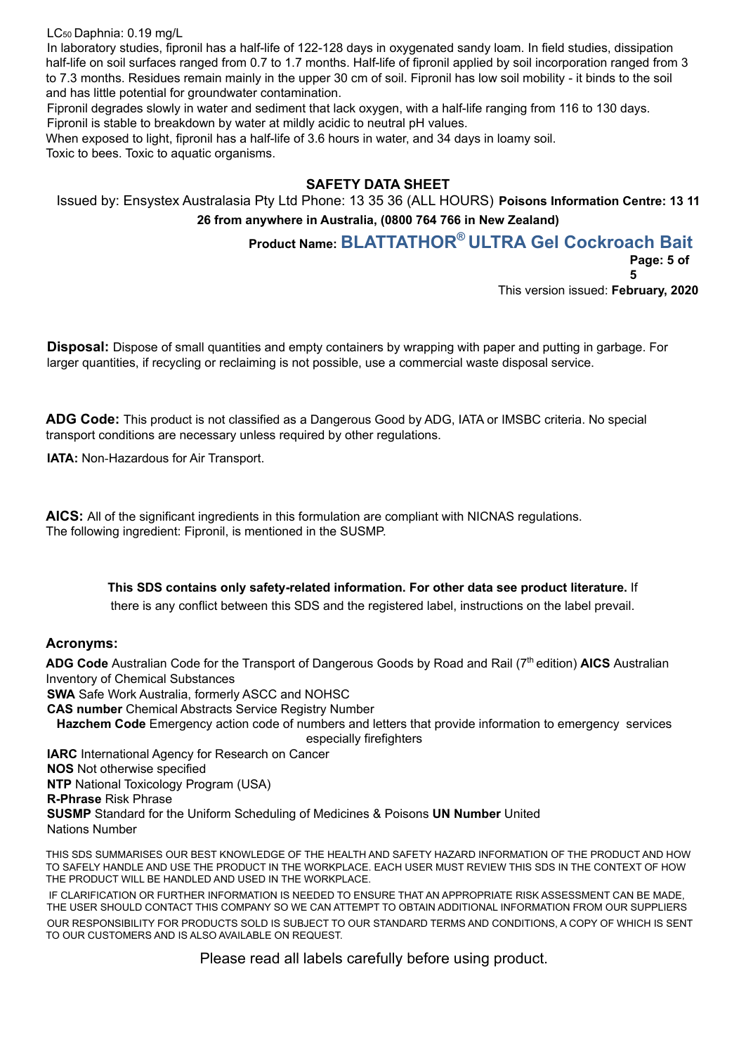$LC_{50}$ Daphnia: 0.19 mg/L

In laboratory studies, fipronil has a half-life of 122-128 days in oxygenated sandy loam. In field studies, dissipation half-life on soil surfaces ranged from 0.7 to 1.7 months. Half-life of fipronil applied by soil incorporation ranged from 3 to 7.3 months. Residues remain mainly in the upper 30 cm of soil. Fipronil has low soil mobility - it binds to the soil and has little potential for groundwater contamination.

Fipronil degrades slowly in water and sediment that lack oxygen, with a half-life ranging from 116 to 130 days. Fipronil is stable to breakdown by water at mildly acidic to neutral pH values.

When exposed to light, fipronil has a half-life of 3.6 hours in water, and 34 days in loamy soil.

Toxic to bees. Toxic to aquatic organisms.

**SAFETY DATA SHEET**

Issued by: Ensystex Australasia Pty Ltd Phone: 13 35 36 (ALL HOURS) **Poisons Information Centre: 13 11 26 from anywhere in Australia, (0800 764 766 in New Zealand)**

**Product Name: BLATTATHOR® ULTRA Gel Cockroach Bait**

This version issued: **February, 2020**

**Disposal:** Dispose of small quantities and empty containers by wrapping with paper and putting in garbage. For larger quantities, if recycling or reclaiming is not possible, use a commercial waste disposal service.

**ADG Code:** This product is not classified as a Dangerous Good by ADG, IATA or IMSBC criteria. No special transport conditions are necessary unless required by other regulations.

**IATA:** Non-Hazardous for Air Transport.

**AICS:** All of the significant ingredients in this formulation are compliant with NICNAS regulations.
The following ingredient: Fipronil, is mentioned in the SUSMP.

**This SDS contains only safety-related information. For other data see product literature.** If there is any conflict between this SDS and the registered label, instructions on the label prevail.

## Acronyms:

**ADG Code** Australian Code for the Transport of Dangerous Goods by Road and Rail (7th edition)
**AICS** Australian Inventory of Chemical Substances
**SWA** Safe Work Australia, formerly ASCC and NOHSC
**CAS number** Chemical Abstracts Service Registry Number
**Hazchem Code** Emergency action code of numbers and letters that provide information to emergency services especially firefighters
**IARC** International Agency for Research on Cancer
**NOS** Not otherwise specified
**NTP** National Toxicology Program (USA)
**R-Phrase** Risk Phrase
**SUSMP** Standard for the Uniform Scheduling of Medicines & Poisons
**UN Number** United Nations Number

THIS SDS SUMMARISES OUR BEST KNOWLEDGE OF THE HEALTH AND SAFETY HAZARD INFORMATION OF THE PRODUCT AND HOW TO SAFELY HANDLE AND USE THE PRODUCT IN THE WORKPLACE. EACH USER MUST REVIEW THIS SDS IN THE CONTEXT OF HOW THE PRODUCT WILL BE HANDLED AND USED IN THE WORKPLACE.

IF CLARIFICATION OR FURTHER INFORMATION IS NEEDED TO ENSURE THAT AN APPROPRIATE RISK ASSESSMENT CAN BE MADE, THE USER SHOULD CONTACT THIS COMPANY SO WE CAN ATTEMPT TO OBTAIN ADDITIONAL INFORMATION FROM OUR SUPPLIERS

OUR RESPONSIBILITY FOR PRODUCTS SOLD IS SUBJECT TO OUR STANDARD TERMS AND CONDITIONS, A COPY OF WHICH IS SENT TO OUR CUSTOMERS AND IS ALSO AVAILABLE ON REQUEST.

Please read all labels carefully before using product.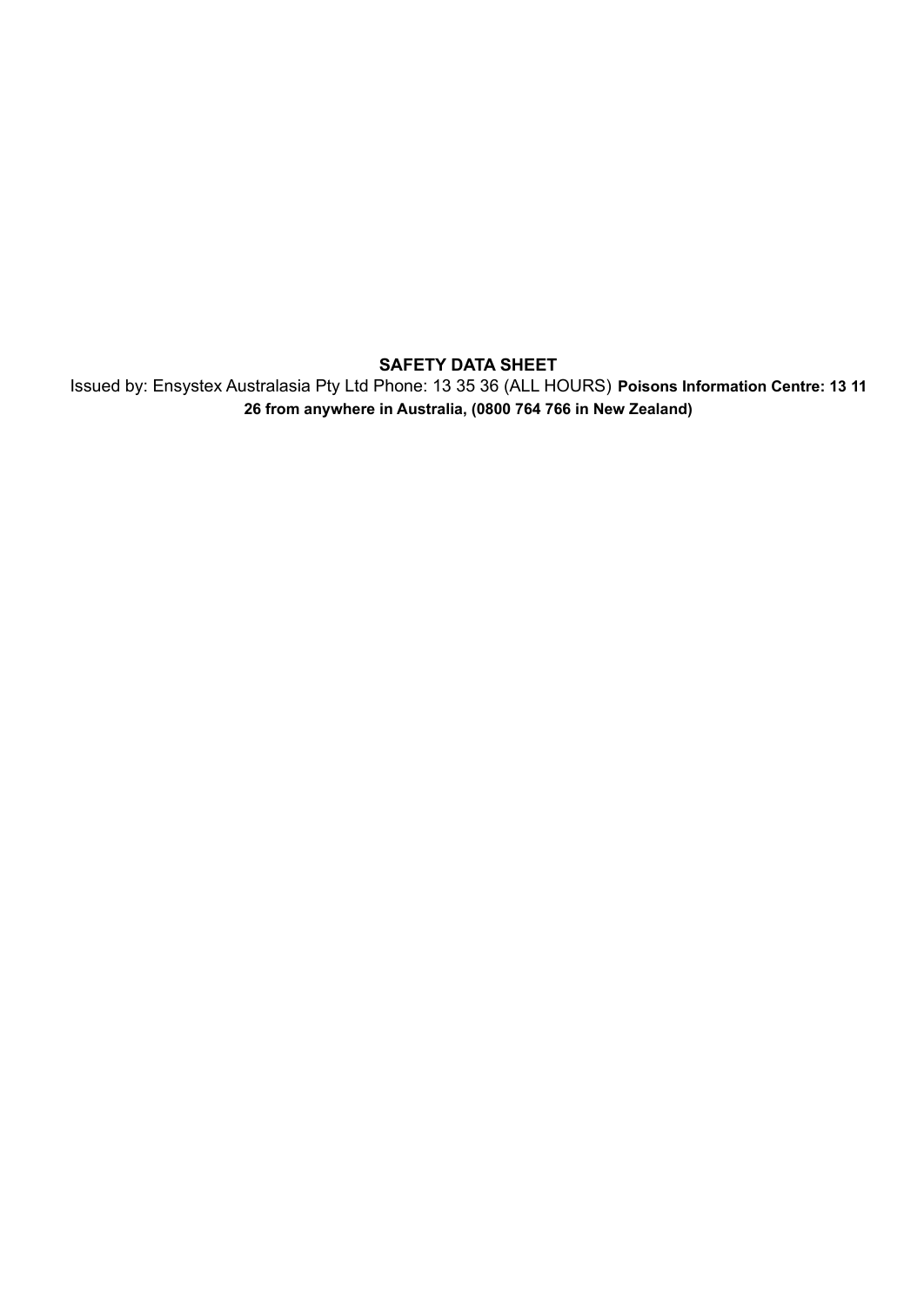**SAFETY DATA SHEET**

Issued by: Ensystex Australasia Pty Ltd Phone: 13 35 36 (ALL HOURS) **Poisons Information Centre: 13 11 26 from anywhere in Australia, (0800 764 766 in New Zealand)**